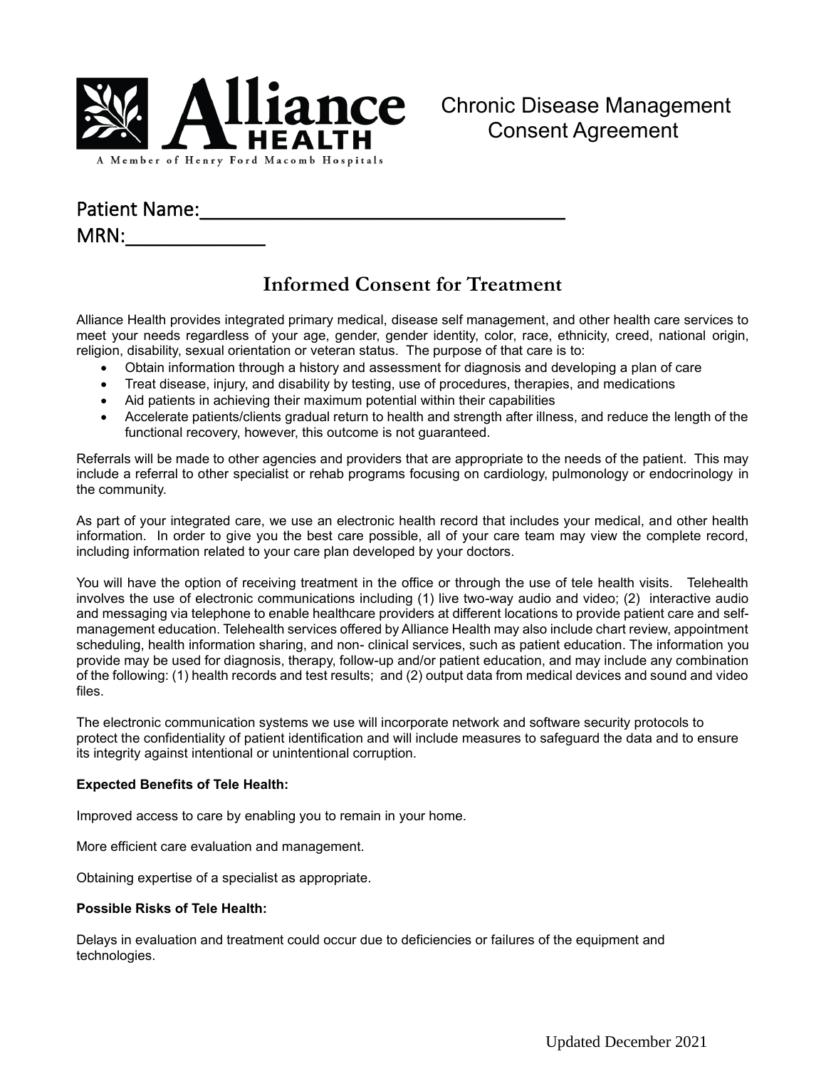Alliance HEALTH

A Member of Henry Ford Macomb Hospitals

# Chronic Disease Management Consent Agreement

Patient Name:___________________________________

MRN:_____________

## Informed Consent for Treatment

Alliance Health provides integrated primary medical, disease self management, and other health care services to meet your needs regardless of your age, gender, gender identity, color, race, ethnicity, creed, national origin, religion, disability, sexual orientation or veteran status. The purpose of that care is to:

- Obtain information through a history and assessment for diagnosis and developing a plan of care
- Treat disease, injury, and disability by testing, use of procedures, therapies, and medications
- Aid patients in achieving their maximum potential within their capabilities
- Accelerate patients/clients gradual return to health and strength after illness, and reduce the length of the functional recovery, however, this outcome is not guaranteed.

Referrals will be made to other agencies and providers that are appropriate to the needs of the patient. This may include a referral to other specialist or rehab programs focusing on cardiology, pulmonology or endocrinology in the community.

As part of your integrated care, we use an electronic health record that includes your medical, and other health information. In order to give you the best care possible, all of your care team may view the complete record, including information related to your care plan developed by your doctors.

You will have the option of receiving treatment in the office or through the use of tele health visits. Telehealth involves the use of electronic communications including (1) live two-way audio and video; (2) interactive audio and messaging via telephone to enable healthcare providers at different locations to provide patient care and self-management education. Telehealth services offered by Alliance Health may also include chart review, appointment scheduling, health information sharing, and non- clinical services, such as patient education. The information you provide may be used for diagnosis, therapy, follow-up and/or patient education, and may include any combination of the following: (1) health records and test results; and (2) output data from medical devices and sound and video files.

The electronic communication systems we use will incorporate network and software security protocols to protect the confidentiality of patient identification and will include measures to safeguard the data and to ensure its integrity against intentional or unintentional corruption.

**Expected Benefits of Tele Health:**

Improved access to care by enabling you to remain in your home.

More efficient care evaluation and management.

Obtaining expertise of a specialist as appropriate.

**Possible Risks of Tele Health:**

Delays in evaluation and treatment could occur due to deficiencies or failures of the equipment and technologies.

Updated December 2021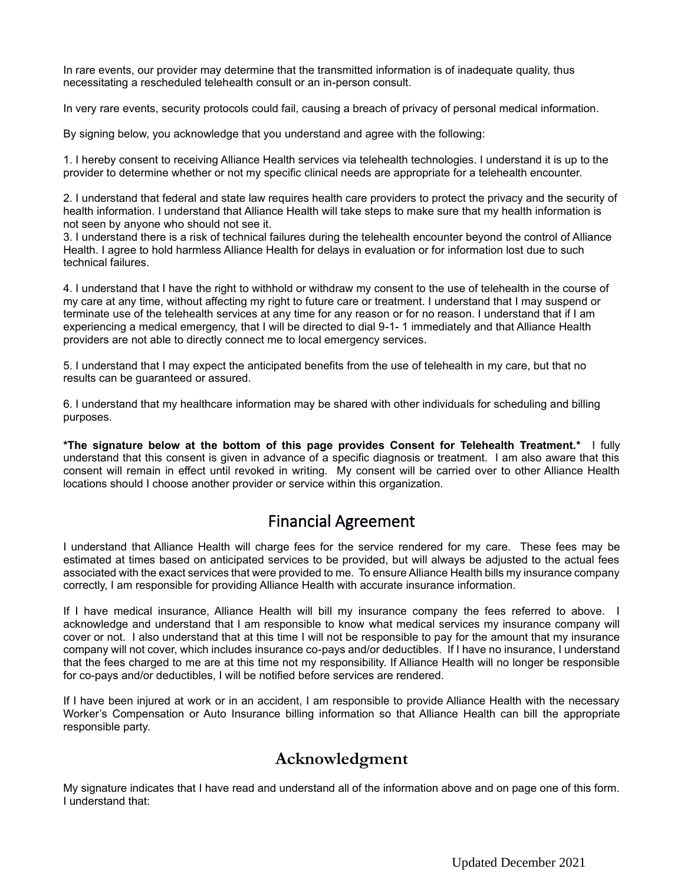In rare events, our provider may determine that the transmitted information is of inadequate quality, thus necessitating a rescheduled telehealth consult or an in-person consult.

In very rare events, security protocols could fail, causing a breach of privacy of personal medical information.

By signing below, you acknowledge that you understand and agree with the following:

1. I hereby consent to receiving Alliance Health services via telehealth technologies. I understand it is up to the provider to determine whether or not my specific clinical needs are appropriate for a telehealth encounter.

2. I understand that federal and state law requires health care providers to protect the privacy and the security of health information. I understand that Alliance Health will take steps to make sure that my health information is not seen by anyone who should not see it.

3. I understand there is a risk of technical failures during the telehealth encounter beyond the control of Alliance Health. I agree to hold harmless Alliance Health for delays in evaluation or for information lost due to such technical failures.

4. I understand that I have the right to withhold or withdraw my consent to the use of telehealth in the course of my care at any time, without affecting my right to future care or treatment. I understand that I may suspend or terminate use of the telehealth services at any time for any reason or for no reason. I understand that if I am experiencing a medical emergency, that I will be directed to dial 9-1- 1 immediately and that Alliance Health providers are not able to directly connect me to local emergency services.

5. I understand that I may expect the anticipated benefits from the use of telehealth in my care, but that no results can be guaranteed or assured.

6. I understand that my healthcare information may be shared with other individuals for scheduling and billing purposes.

**\*The signature below at the bottom of this page provides Consent for Telehealth Treatment.\*** I fully understand that this consent is given in advance of a specific diagnosis or treatment. I am also aware that this consent will remain in effect until revoked in writing. My consent will be carried over to other Alliance Health locations should I choose another provider or service within this organization.

## Financial Agreement

I understand that Alliance Health will charge fees for the service rendered for my care. These fees may be estimated at times based on anticipated services to be provided, but will always be adjusted to the actual fees associated with the exact services that were provided to me. To ensure Alliance Health bills my insurance company correctly, I am responsible for providing Alliance Health with accurate insurance information.

If I have medical insurance, Alliance Health will bill my insurance company the fees referred to above. I acknowledge and understand that I am responsible to know what medical services my insurance company will cover or not. I also understand that at this time I will not be responsible to pay for the amount that my insurance company will not cover, which includes insurance co-pays and/or deductibles. If I have no insurance, I understand that the fees charged to me are at this time not my responsibility. If Alliance Health will no longer be responsible for co-pays and/or deductibles, I will be notified before services are rendered.

If I have been injured at work or in an accident, I am responsible to provide Alliance Health with the necessary Worker's Compensation or Auto Insurance billing information so that Alliance Health can bill the appropriate responsible party.

## Acknowledgment

My signature indicates that I have read and understand all of the information above and on page one of this form. I understand that:

Updated December 2021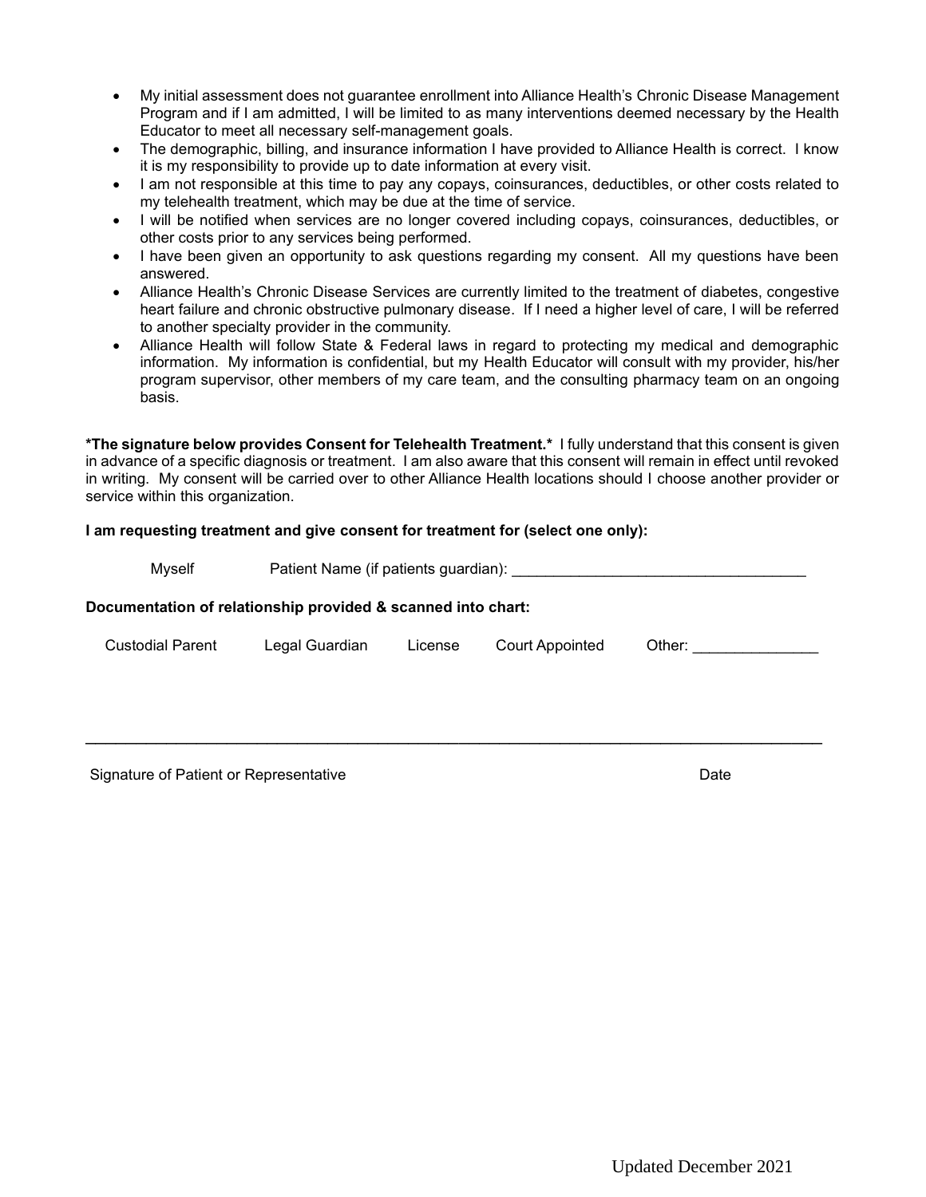- My initial assessment does not guarantee enrollment into Alliance Health's Chronic Disease Management Program and if I am admitted, I will be limited to as many interventions deemed necessary by the Health Educator to meet all necessary self-management goals.
- The demographic, billing, and insurance information I have provided to Alliance Health is correct. I know it is my responsibility to provide up to date information at every visit.
- I am not responsible at this time to pay any copays, coinsurances, deductibles, or other costs related to my telehealth treatment, which may be due at the time of service.
- I will be notified when services are no longer covered including copays, coinsurances, deductibles, or other costs prior to any services being performed.
- I have been given an opportunity to ask questions regarding my consent. All my questions have been answered.
- Alliance Health's Chronic Disease Services are currently limited to the treatment of diabetes, congestive heart failure and chronic obstructive pulmonary disease. If I need a higher level of care, I will be referred to another specialty provider in the community.
- Alliance Health will follow State & Federal laws in regard to protecting my medical and demographic information. My information is confidential, but my Health Educator will consult with my provider, his/her program supervisor, other members of my care team, and the consulting pharmacy team on an ongoing basis.

**\*The signature below provides Consent for Telehealth Treatment.\*** I fully understand that this consent is given in advance of a specific diagnosis or treatment. I am also aware that this consent will remain in effect until revoked in writing. My consent will be carried over to other Alliance Health locations should I choose another provider or service within this organization.

**I am requesting treatment and give consent for treatment for (select one only):**

Myself Patient Name (if patients guardian): ___________________________________

**Documentation of relationship provided & scanned into chart:**

Custodial Parent Legal Guardian License Court Appointed Other: _______________

_____________________________________________________________________________________

Signature of Patient or Representative Date

Updated December 2021